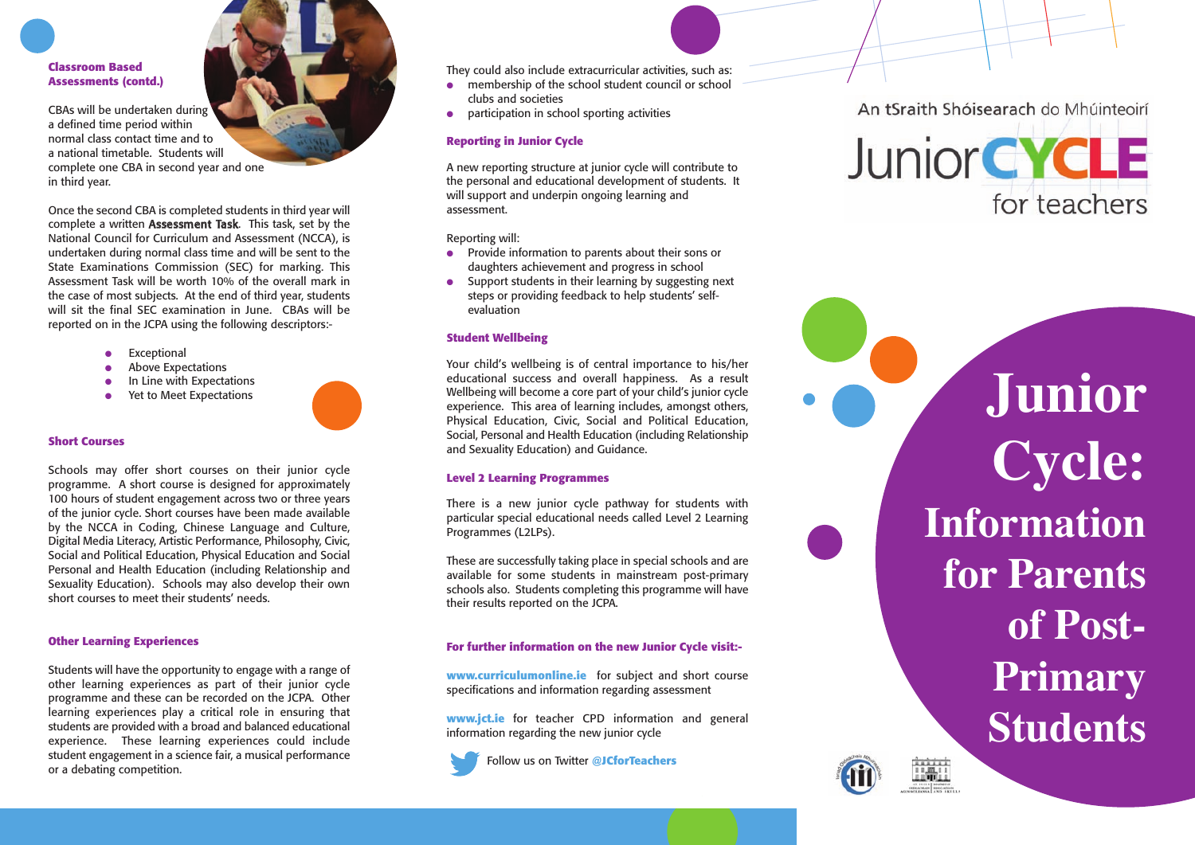## Classroom Based Assessments (contd.)

CBAs will be undertaken during a defined time period within normal class contact time and to a national timetable. Students will complete one CBA in second year and one in third year.

Once the second CBA is completed students in third year will complete a written **Assessment Task**. This task, set by the National Council for Curriculum and Assessment (NCCA), is undertaken during normal class time and will be sent to the State Examinations Commission (SEC) for marking. This Assessment Task will be worth 10% of the overall mark in the case of most subjects. At the end of third year, students will sit the final SEC examination in June. CBAs will be reported on in the JCPA using the following descriptors:-

- Exceptional
- Above Expectations
- In Line with Expectations
- Yet to Meet Expectations

## Short Courses

Schools may offer short courses on their junior cycle programme. A short course is designed for approximately 100 hours of student engagement across two or three years of the junior cycle. Short courses have been made available by the NCCA in Coding, Chinese Language and Culture, Digital Media Literacy, Artistic Performance, Philosophy, Civic, Social and Political Education, Physical Education and Social Personal and Health Education (including Relationship and Sexuality Education). Schools may also develop their own short courses to meet their students' needs.

## Other Learning Experiences

Students will have the opportunity to engage with a range of other learning experiences as part of their junior cycle programme and these can be recorded on the JCPA. Other learning experiences play a critical role in ensuring that students are provided with a broad and balanced educational experience. These learning experiences could include student engagement in a science fair, a musical performance or a debating competition.

They could also include extracurricular activities, such as:

- membership of the school student council or school clubs and societies
- participation in school sporting activities

## Reporting in Junior Cycle

A new reporting structure at junior cycle will contribute to the personal and educational development of students. It will support and underpin ongoing learning and assessment.

Reporting will:

- Provide information to parents about their sons or daughters achievement and progress in school
- Support students in their learning by suggesting next steps or providing feedback to help students' self-evaluation

## Student Wellbeing

Your child's wellbeing is of central importance to his/her educational success and overall happiness. As a result Wellbeing will become a core part of your child's junior cycle experience. This area of learning includes, amongst others, Physical Education, Civic, Social and Political Education, Social, Personal and Health Education (including Relationship and Sexuality Education) and Guidance.

## Level 2 Learning Programmes

There is a new junior cycle pathway for students with particular special educational needs called Level 2 Learning Programmes (L2LPs).

These are successfully taking place in special schools and are available for some students in mainstream post-primary schools also. Students completing this programme will have their results reported on the JCPA.

## For further information on the new Junior Cycle visit:-

**www.curriculumonline.ie** for subject and short course specifications and information regarding assessment

**www.jct.ie** for teacher CPD information and general information regarding the new junior cycle

Follow us on Twitter **@JCforTeachers**

An tSraith Shóisearach do Mhúinteoirí

Junior CYCLE for teachers

# Junior Cycle: Information for Parents of Post-Primary Students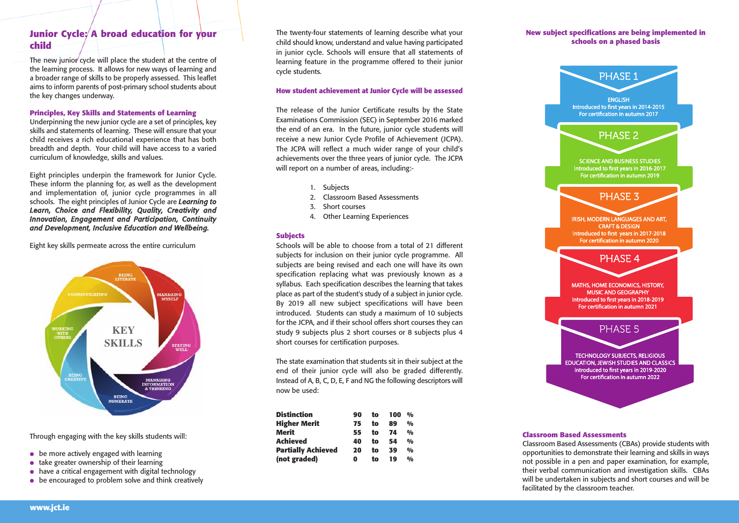## Junior Cycle: A broad education for your child

The new junior cycle will place the student at the centre of the learning process. It allows for new ways of learning and a broader range of skills to be properly assessed. This leaflet aims to inform parents of post-primary school students about the key changes underway.

### Principles, Key Skills and Statements of Learning

Underpinning the new junior cycle are a set of principles, key skills and statements of learning. These will ensure that your child receives a rich educational experience that has both breadth and depth. Your child will have access to a varied curriculum of knowledge, skills and values.

Eight principles underpin the framework for Junior Cycle. These inform the planning for, as well as the development and implementation of, junior cycle programmes in all schools. The eight principles of Junior Cycle are ***Learning to Learn, Choice and Flexibility, Quality, Creativity and Innovation, Engagement and Participation, Continuity and Development, Inclusive Education and Wellbeing.***

Eight key skills permeate across the entire curriculum

KEY SKILLS
BEING LITERATE
MANAGING MYSELF
STAYING WELL
MANAGING INFORMATION & THINKING
BEING NUMERATE
BEING CREATIVE
WORKING WITH OTHERS
COMMUNICATING

Through engaging with the key skills students will:

- be more actively engaged with learning
- take greater ownership of their learning
- have a critical engagement with digital technology
- be encouraged to problem solve and think creatively

The twenty-four statements of learning describe what your child should know, understand and value having participated in junior cycle. Schools will ensure that all statements of learning feature in the programme offered to their junior cycle students.

### How student achievement at Junior Cycle will be assessed

The release of the Junior Certificate results by the State Examinations Commission (SEC) in September 2016 marked the end of an era. In the future, junior cycle students will receive a new Junior Cycle Profile of Achievement (JCPA). The JCPA will reflect a much wider range of your child's achievements over the three years of junior cycle. The JCPA will report on a number of areas, including:-

1. Subjects
2. Classroom Based Assessments
3. Short courses
4. Other Learning Experiences

### Subjects

Schools will be able to choose from a total of 21 different subjects for inclusion on their junior cycle programme. All subjects are being revised and each one will have its own specification replacing what was previously known as a syllabus. Each specification describes the learning that takes place as part of the student's study of a subject in junior cycle. By 2019 all new subject specifications will have been introduced. Students can study a maximum of 10 subjects for the JCPA, and if their school offers short courses they can study 9 subjects plus 2 short courses or 8 subjects plus 4 short courses for certification purposes.

The state examination that students sit in their subject at the end of their junior cycle will also be graded differently. Instead of A, B, C, D, E, F and NG the following descriptors will now be used:

| | | | | |
|---|---|---|---|---|
| **Distinction** | **90** | **to** | **100** | **%** |
| **Higher Merit** | **75** | **to** | **89** | **%** |
| **Merit** | **55** | **to** | **74** | **%** |
| **Achieved** | **40** | **to** | **54** | **%** |
| **Partially Achieved** | **20** | **to** | **39** | **%** |
| **(not graded)** | **0** | **to** | **19** | **%** |

### New subject specifications are being implemented in schools on a phased basis

PHASE 1
ENGLISH
Introduced to first years in 2014-2015
For certification in autumn 2017

PHASE 2
SCIENCE AND BUSINESS STUDIES
Introduced to first years in 2016-2017
For certification in autumn 2019

PHASE 3
IRISH, MODERN LANGUAGES AND ART, CRAFT & DESIGN
Introduced to first years in 2017-2018
For certification in autumn 2020

PHASE 4
MATHS, HOME ECONOMICS, HISTORY, MUSIC AND GEOGRAPHY
Introduced to first years in 2018-2019
For certification in autumn 2021

PHASE 5
TECHNOLOGY SUBJECTS, RELIGIOUS EDUCATION, JEWISH STUDIES AND CLASSICS
Introduced to first years in 2019-2020
For certification in autumn 2022

### Classroom Based Assessments

Classroom Based Assessments (CBAs) provide students with opportunities to demonstrate their learning and skills in ways not possible in a pen and paper examination, for example, their verbal communication and investigation skills. CBAs will be undertaken in subjects and short courses and will be facilitated by the classroom teacher.